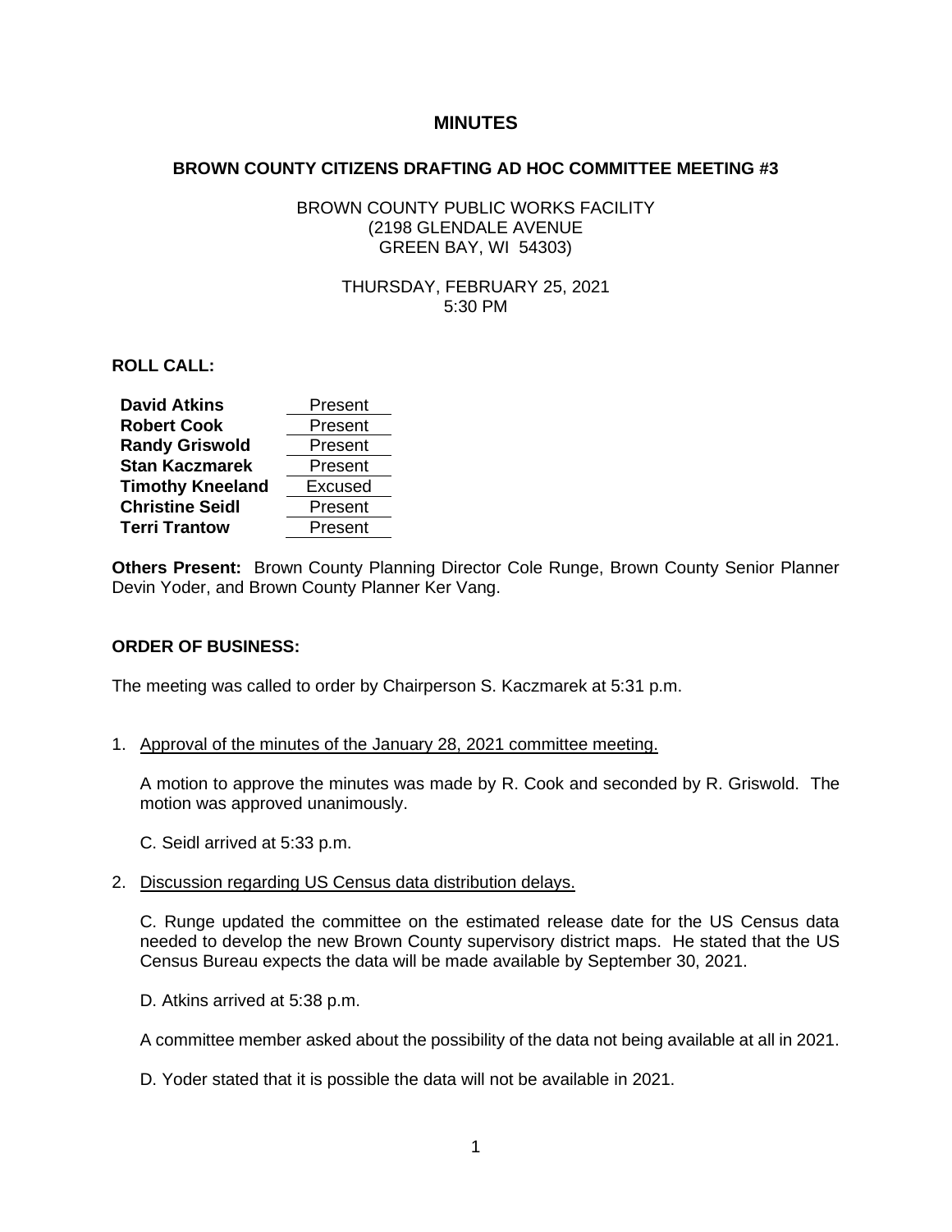# MINUTES

## BROWN COUNTY CITIZENS DRAFTING AD HOC COMMITTEE MEETING #3

BROWN COUNTY PUBLIC WORKS FACILITY
(2198 GLENDALE AVENUE
GREEN BAY, WI 54303)

THURSDAY, FEBRUARY 25, 2021
5:30 PM

**ROLL CALL:**

| | |
|---|---|
| **David Atkins** | Present |
| **Robert Cook** | Present |
| **Randy Griswold** | Present |
| **Stan Kaczmarek** | Present |
| **Timothy Kneeland** | Excused |
| **Christine Seidl** | Present |
| **Terri Trantow** | Present |

**Others Present:** Brown County Planning Director Cole Runge, Brown County Senior Planner Devin Yoder, and Brown County Planner Ker Vang.

**ORDER OF BUSINESS:**

The meeting was called to order by Chairperson S. Kaczmarek at 5:31 p.m.

1. Approval of the minutes of the January 28, 2021 committee meeting.

   A motion to approve the minutes was made by R. Cook and seconded by R. Griswold. The motion was approved unanimously.

   C. Seidl arrived at 5:33 p.m.

2. Discussion regarding US Census data distribution delays.

   C. Runge updated the committee on the estimated release date for the US Census data needed to develop the new Brown County supervisory district maps. He stated that the US Census Bureau expects the data will be made available by September 30, 2021.

   D. Atkins arrived at 5:38 p.m.

   A committee member asked about the possibility of the data not being available at all in 2021.

   D. Yoder stated that it is possible the data will not be available in 2021.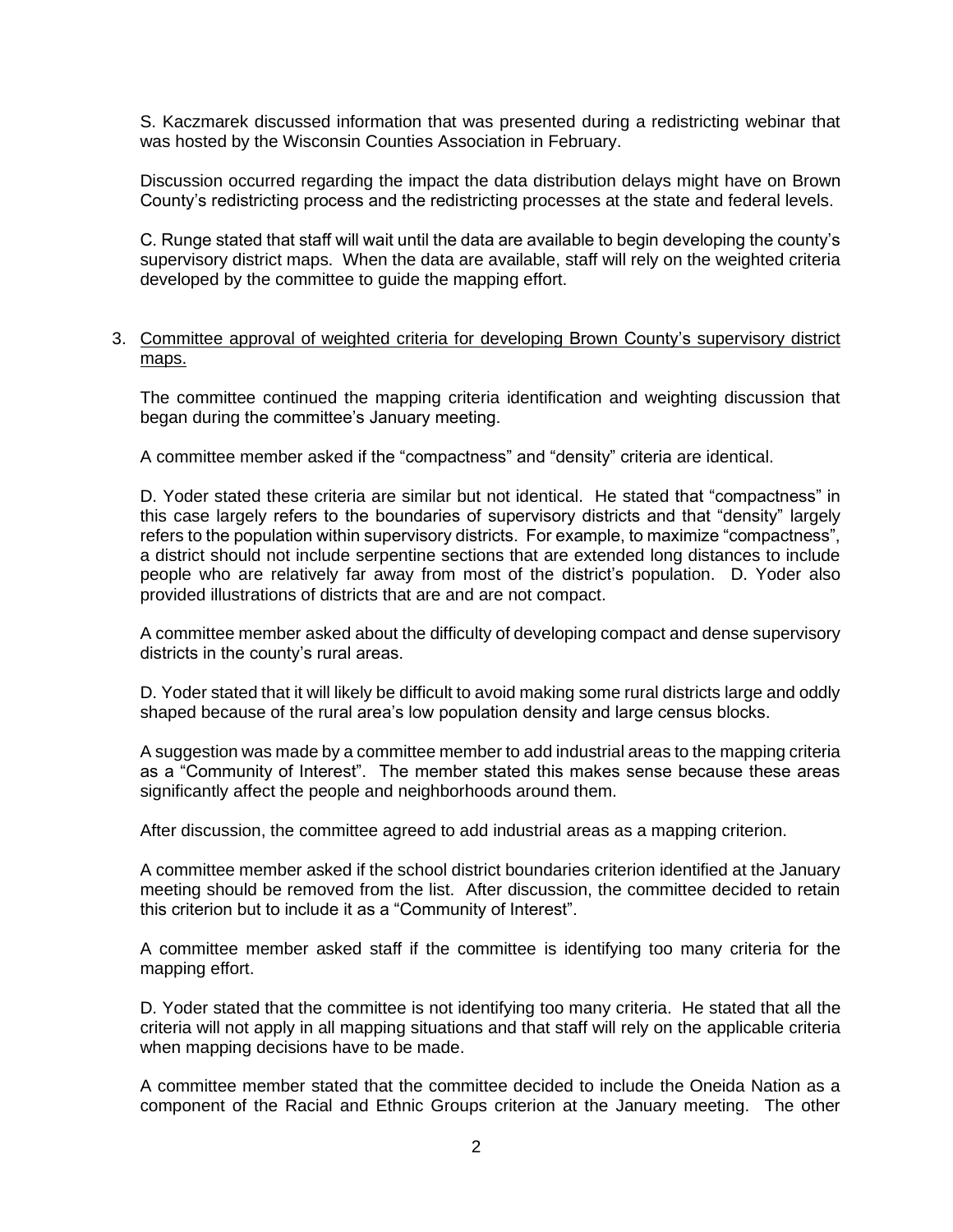S. Kaczmarek discussed information that was presented during a redistricting webinar that was hosted by the Wisconsin Counties Association in February.

Discussion occurred regarding the impact the data distribution delays might have on Brown County's redistricting process and the redistricting processes at the state and federal levels.

C. Runge stated that staff will wait until the data are available to begin developing the county's supervisory district maps. When the data are available, staff will rely on the weighted criteria developed by the committee to guide the mapping effort.

3. <u>Committee approval of weighted criteria for developing Brown County's supervisory district maps.</u>

   The committee continued the mapping criteria identification and weighting discussion that began during the committee's January meeting.

   A committee member asked if the "compactness" and "density" criteria are identical.

   D. Yoder stated these criteria are similar but not identical. He stated that "compactness" in this case largely refers to the boundaries of supervisory districts and that "density" largely refers to the population within supervisory districts. For example, to maximize "compactness", a district should not include serpentine sections that are extended long distances to include people who are relatively far away from most of the district's population. D. Yoder also provided illustrations of districts that are and are not compact.

   A committee member asked about the difficulty of developing compact and dense supervisory districts in the county's rural areas.

   D. Yoder stated that it will likely be difficult to avoid making some rural districts large and oddly shaped because of the rural area's low population density and large census blocks.

   A suggestion was made by a committee member to add industrial areas to the mapping criteria as a "Community of Interest". The member stated this makes sense because these areas significantly affect the people and neighborhoods around them.

   After discussion, the committee agreed to add industrial areas as a mapping criterion.

   A committee member asked if the school district boundaries criterion identified at the January meeting should be removed from the list. After discussion, the committee decided to retain this criterion but to include it as a "Community of Interest".

   A committee member asked staff if the committee is identifying too many criteria for the mapping effort.

   D. Yoder stated that the committee is not identifying too many criteria. He stated that all the criteria will not apply in all mapping situations and that staff will rely on the applicable criteria when mapping decisions have to be made.

   A committee member stated that the committee decided to include the Oneida Nation as a component of the Racial and Ethnic Groups criterion at the January meeting. The other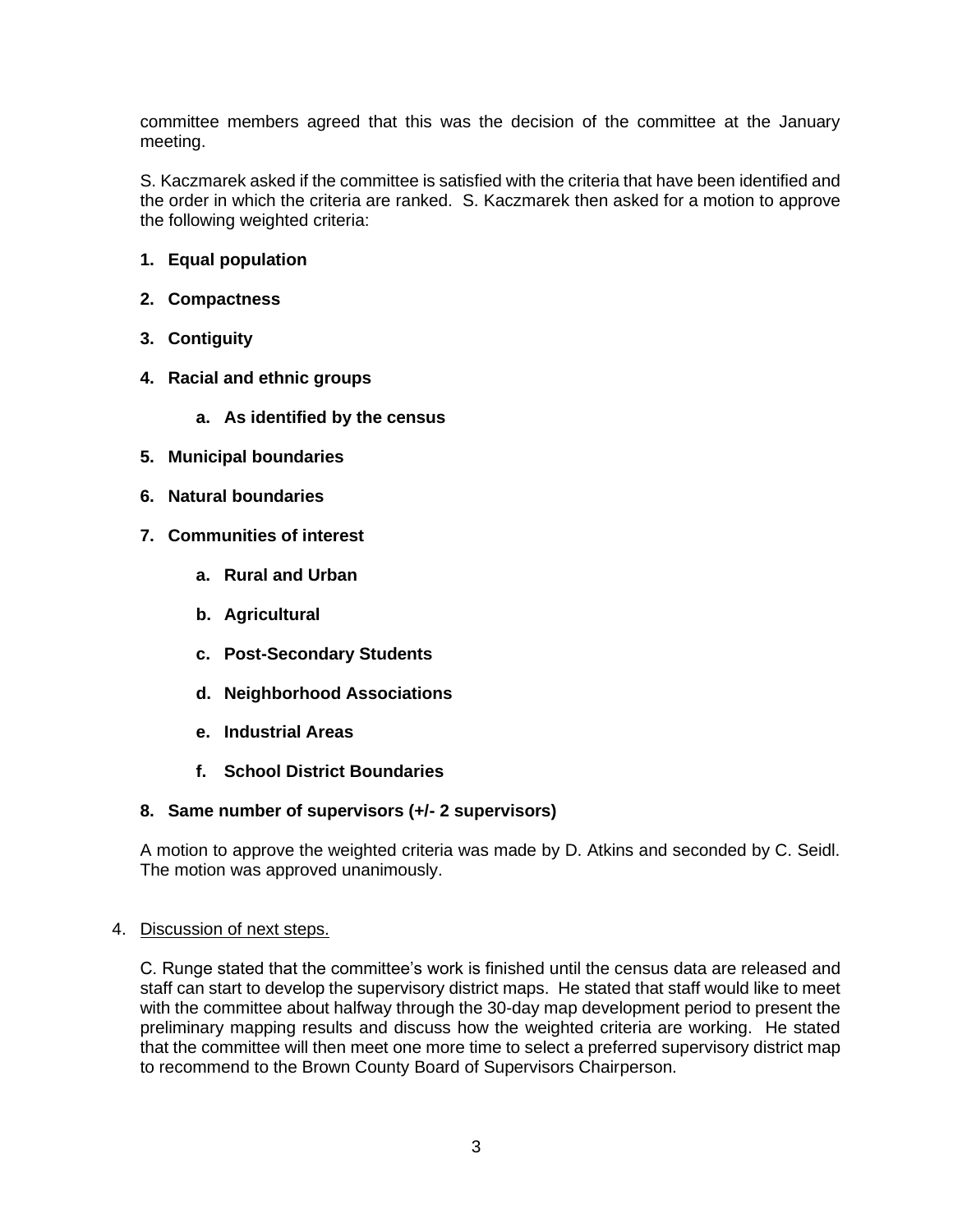committee members agreed that this was the decision of the committee at the January meeting.

S. Kaczmarek asked if the committee is satisfied with the criteria that have been identified and the order in which the criteria are ranked. S. Kaczmarek then asked for a motion to approve the following weighted criteria:

1. **Equal population**
2. **Compactness**
3. **Contiguity**
4. **Racial and ethnic groups**
    a. **As identified by the census**
5. **Municipal boundaries**
6. **Natural boundaries**
7. **Communities of interest**
    a. **Rural and Urban**
    b. **Agricultural**
    c. **Post-Secondary Students**
    d. **Neighborhood Associations**
    e. **Industrial Areas**
    f. **School District Boundaries**
8. **Same number of supervisors (+/- 2 supervisors)**

A motion to approve the weighted criteria was made by D. Atkins and seconded by C. Seidl. The motion was approved unanimously.

4. Discussion of next steps.

C. Runge stated that the committee's work is finished until the census data are released and staff can start to develop the supervisory district maps. He stated that staff would like to meet with the committee about halfway through the 30-day map development period to present the preliminary mapping results and discuss how the weighted criteria are working. He stated that the committee will then meet one more time to select a preferred supervisory district map to recommend to the Brown County Board of Supervisors Chairperson.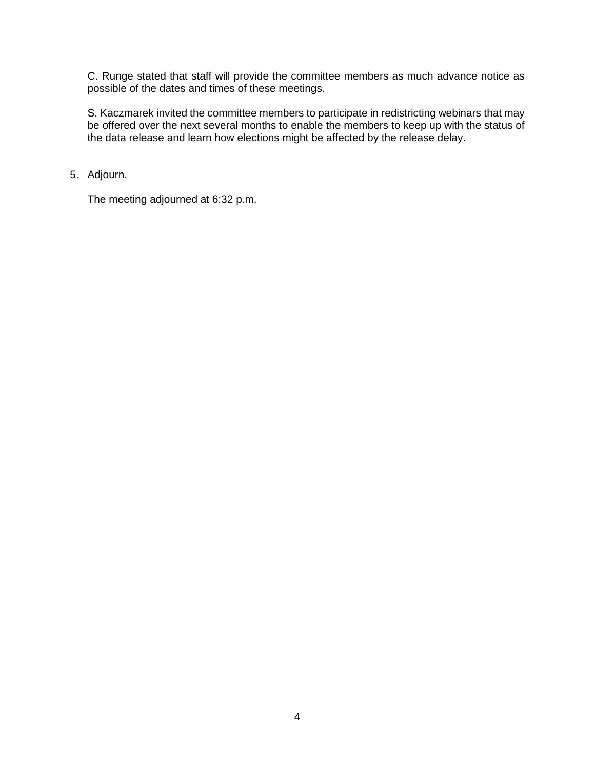C. Runge stated that staff will provide the committee members as much advance notice as possible of the dates and times of these meetings.

S. Kaczmarek invited the committee members to participate in redistricting webinars that may be offered over the next several months to enable the members to keep up with the status of the data release and learn how elections might be affected by the release delay.

5. Adjourn.

The meeting adjourned at 6:32 p.m.